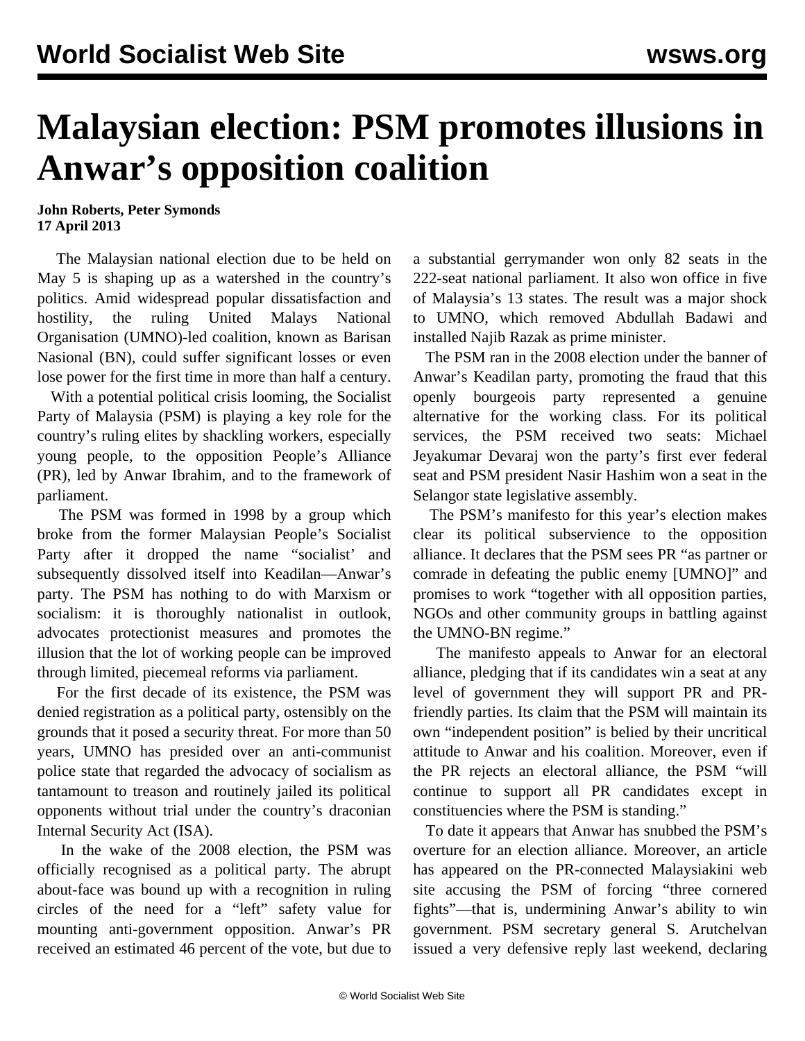# Malaysian election: PSM promotes illusions in Anwar's opposition coalition

**John Roberts, Peter Symonds**
**17 April 2013**

The Malaysian national election due to be held on May 5 is shaping up as a watershed in the country's politics. Amid widespread popular dissatisfaction and hostility, the ruling United Malays National Organisation (UMNO)-led coalition, known as Barisan Nasional (BN), could suffer significant losses or even lose power for the first time in more than half a century.

With a potential political crisis looming, the Socialist Party of Malaysia (PSM) is playing a key role for the country's ruling elites by shackling workers, especially young people, to the opposition People's Alliance (PR), led by Anwar Ibrahim, and to the framework of parliament.

The PSM was formed in 1998 by a group which broke from the former Malaysian People's Socialist Party after it dropped the name "socialist' and subsequently dissolved itself into Keadilan—Anwar's party. The PSM has nothing to do with Marxism or socialism: it is thoroughly nationalist in outlook, advocates protectionist measures and promotes the illusion that the lot of working people can be improved through limited, piecemeal reforms via parliament.

For the first decade of its existence, the PSM was denied registration as a political party, ostensibly on the grounds that it posed a security threat. For more than 50 years, UMNO has presided over an anti-communist police state that regarded the advocacy of socialism as tantamount to treason and routinely jailed its political opponents without trial under the country's draconian Internal Security Act (ISA).

In the wake of the 2008 election, the PSM was officially recognised as a political party. The abrupt about-face was bound up with a recognition in ruling circles of the need for a "left" safety value for mounting anti-government opposition. Anwar's PR received an estimated 46 percent of the vote, but due to a substantial gerrymander won only 82 seats in the 222-seat national parliament. It also won office in five of Malaysia's 13 states. The result was a major shock to UMNO, which removed Abdullah Badawi and installed Najib Razak as prime minister.

The PSM ran in the 2008 election under the banner of Anwar's Keadilan party, promoting the fraud that this openly bourgeois party represented a genuine alternative for the working class. For its political services, the PSM received two seats: Michael Jeyakumar Devaraj won the party's first ever federal seat and PSM president Nasir Hashim won a seat in the Selangor state legislative assembly.

The PSM's manifesto for this year's election makes clear its political subservience to the opposition alliance. It declares that the PSM sees PR "as partner or comrade in defeating the public enemy [UMNO]" and promises to work "together with all opposition parties, NGOs and other community groups in battling against the UMNO-BN regime."

The manifesto appeals to Anwar for an electoral alliance, pledging that if its candidates win a seat at any level of government they will support PR and PR-friendly parties. Its claim that the PSM will maintain its own "independent position" is belied by their uncritical attitude to Anwar and his coalition. Moreover, even if the PR rejects an electoral alliance, the PSM "will continue to support all PR candidates except in constituencies where the PSM is standing."

To date it appears that Anwar has snubbed the PSM's overture for an election alliance. Moreover, an article has appeared on the PR-connected Malaysiakini web site accusing the PSM of forcing "three cornered fights"—that is, undermining Anwar's ability to win government. PSM secretary general S. Arutchelvan issued a very defensive reply last weekend, declaring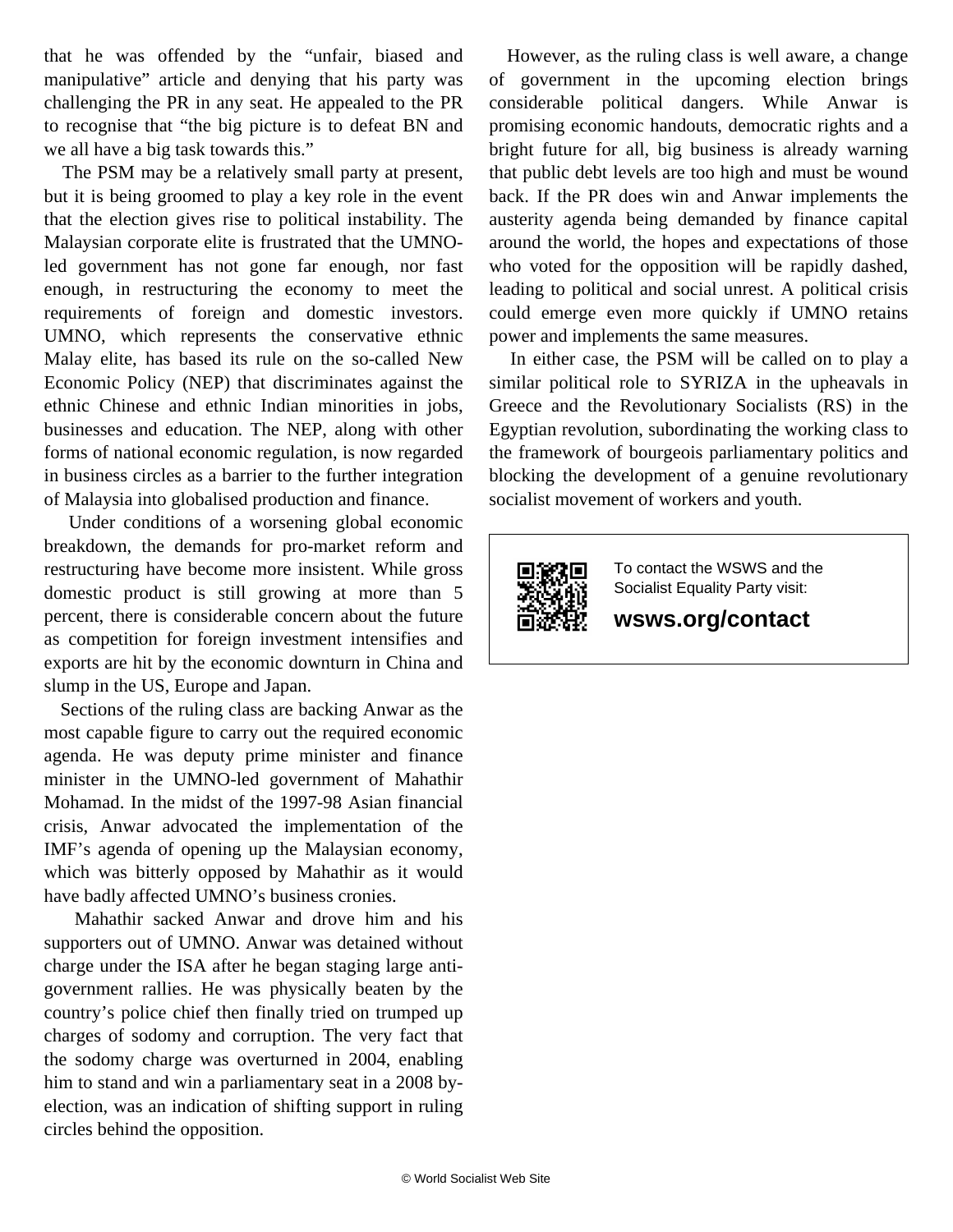that he was offended by the “unfair, biased and manipulative” article and denying that his party was challenging the PR in any seat. He appealed to the PR to recognise that “the big picture is to defeat BN and we all have a big task towards this.”

The PSM may be a relatively small party at present, but it is being groomed to play a key role in the event that the election gives rise to political instability. The Malaysian corporate elite is frustrated that the UMNO-led government has not gone far enough, nor fast enough, in restructuring the economy to meet the requirements of foreign and domestic investors. UMNO, which represents the conservative ethnic Malay elite, has based its rule on the so-called New Economic Policy (NEP) that discriminates against the ethnic Chinese and ethnic Indian minorities in jobs, businesses and education. The NEP, along with other forms of national economic regulation, is now regarded in business circles as a barrier to the further integration of Malaysia into globalised production and finance.

Under conditions of a worsening global economic breakdown, the demands for pro-market reform and restructuring have become more insistent. While gross domestic product is still growing at more than 5 percent, there is considerable concern about the future as competition for foreign investment intensifies and exports are hit by the economic downturn in China and slump in the US, Europe and Japan.

Sections of the ruling class are backing Anwar as the most capable figure to carry out the required economic agenda. He was deputy prime minister and finance minister in the UMNO-led government of Mahathir Mohamad. In the midst of the 1997-98 Asian financial crisis, Anwar advocated the implementation of the IMF’s agenda of opening up the Malaysian economy, which was bitterly opposed by Mahathir as it would have badly affected UMNO’s business cronies.

Mahathir sacked Anwar and drove him and his supporters out of UMNO. Anwar was detained without charge under the ISA after he began staging large anti-government rallies. He was physically beaten by the country’s police chief then finally tried on trumped up charges of sodomy and corruption. The very fact that the sodomy charge was overturned in 2004, enabling him to stand and win a parliamentary seat in a 2008 by-election, was an indication of shifting support in ruling circles behind the opposition.

However, as the ruling class is well aware, a change of government in the upcoming election brings considerable political dangers. While Anwar is promising economic handouts, democratic rights and a bright future for all, big business is already warning that public debt levels are too high and must be wound back. If the PR does win and Anwar implements the austerity agenda being demanded by finance capital around the world, the hopes and expectations of those who voted for the opposition will be rapidly dashed, leading to political and social unrest. A political crisis could emerge even more quickly if UMNO retains power and implements the same measures.

In either case, the PSM will be called on to play a similar political role to SYRIZA in the upheavals in Greece and the Revolutionary Socialists (RS) in the Egyptian revolution, subordinating the working class to the framework of bourgeois parliamentary politics and blocking the development of a genuine revolutionary socialist movement of workers and youth.

To contact the WSWS and the Socialist Equality Party visit:

**wsws.org/contact**